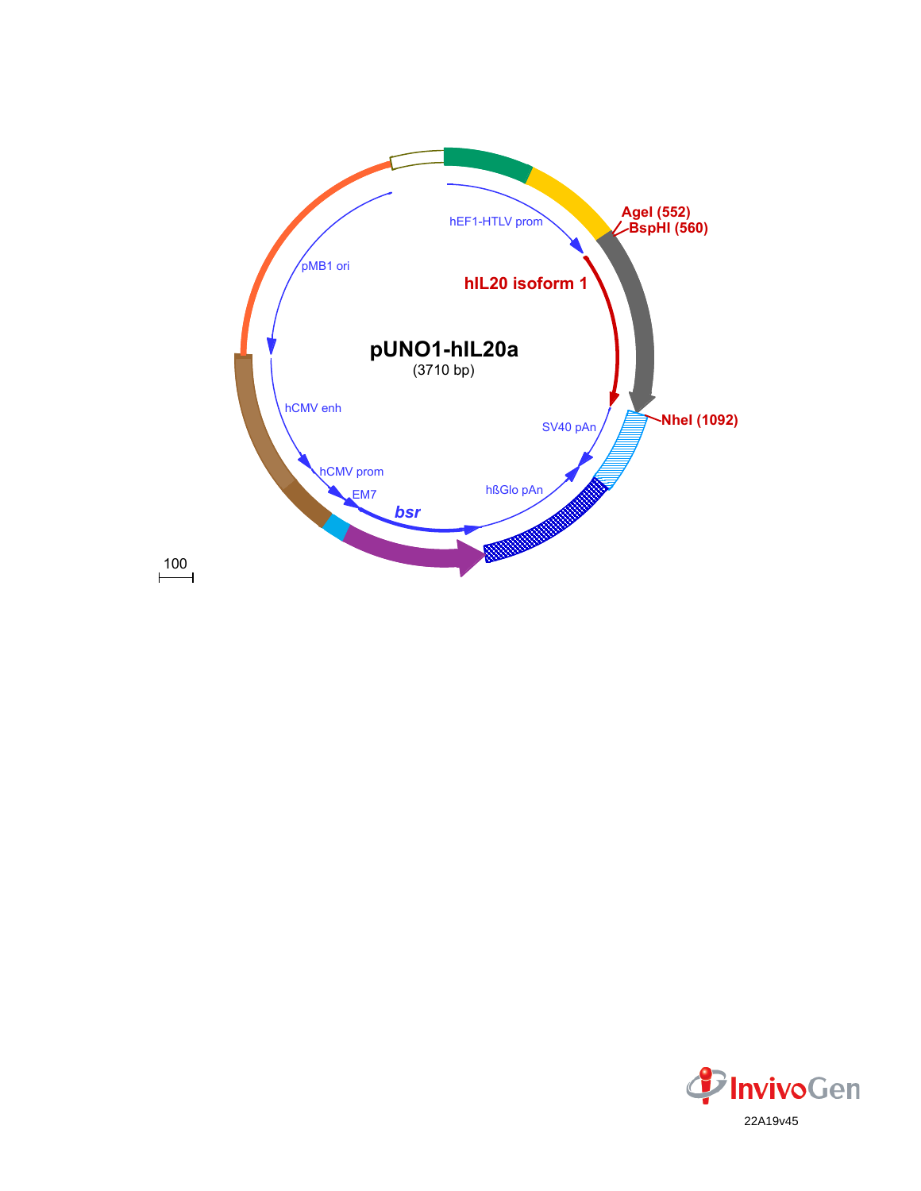# pUNO1-hIL20a

(3710 bp)

AgeI (552)
BspHI (560)
NheI (1092)

hEF1-HTLV prom
hIL20 isoform 1
SV40 pAn
hßGlo pAn
bsr
EM7
hCMV prom
hCMV enh
pMB1 ori

100

InvivoGen

22A19v45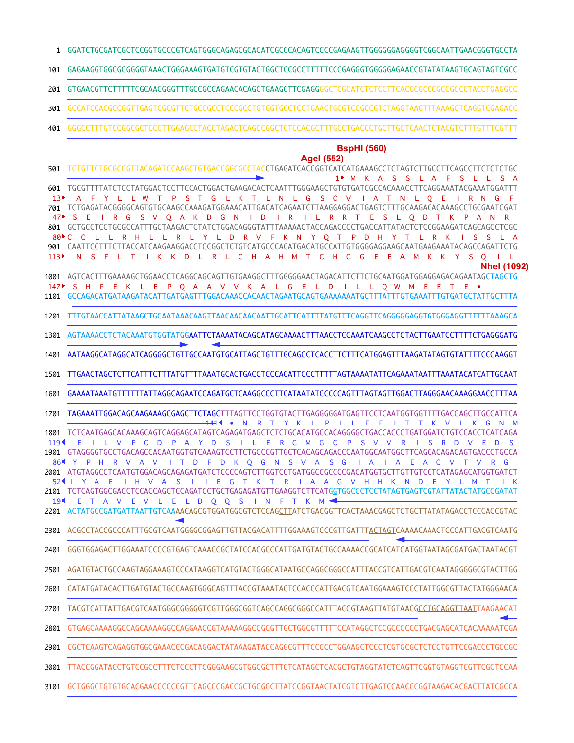```
1    GGATCTGCGATCGCTCCGGTGCCCGTCAGTGGGCAGAGCGCACATCGCCCACAGTCCCCGAGAAGTTGGGGGGAGGGGTCGGCAATTGAACGGGTGCCTA

101  GAGAAGGTGGCGCGGGGTAAACTGGGAAAGTGATGTCGTGTACTGGCTCCGCCTTTTTCCCGAGGGTGGGGGAGAACCGTATATAAGTGCAGTAGTCGCC

201  GTGAACGTTCTTTTTCGCAACGGGTTTGCCGCCAGAACACAGCTGAAGCTTCGAGGGGCTCGCATCTCTCCTTCACGCGCCCGCCGCCCTACCTGAGGCC

301  GCCATCCACGCCGGTTGAGTCGCGTTCTGCCGCCTCCCGCCTGTGGTGCCTCCTGAACTGCGTCCGCCGTCTAGGTAAGTTTAAAGCTCAGGTCGAGACC

401  GGGCCTTTGTCCGGCGCTCCCTTGGAGCCTACCTAGACTCAGCCGGCTCTCCACGCTTTGCCTGACCCTGCTTGCTCAACTCTACGTCTTTGTTTCGTTT

                                                                                BspHI (560)
                                                                     AgeI (552)
501  TCTGTTCTGCGCCGTTACAGATCCAAGCTGTGACCGGCGCCTACCTGAGATCACCGGTCATCATGAAAGCCTCTAGTCTTGCCTTCAGCCTTCTCTCTGC
                                                                     1▸ M  K  A  S  S  L  A  F  S  L  L  S  A
601  TGCGTTTTATCTCCTATGGACTCCTTCCACTGGACTGAAGACACTCAATTTGGGAAGCTGTGTGATCGCCACAAACCTTCAGGAAATACGAAATGGATTT
13▸   A  F  Y  L  L  W  T  P  S  T  G  L  K  T  L  N  L  G  S  C  V  I  A  T  N  L  Q  E  I  R  N  G  F
701  TCTGAGATACGGGGCAGTGTGCAAGCCAAAGATGGAAACATTGACATCAGAATCTTAAGGAGGACTGAGTCTTTGCAAGACACAAAGCCTGCGAATCGAT
47▸   S  E  I  R  G  S  V  Q  A  K  D  G  N  I  D  I  R  I  L  R  R  T  E  S  L  Q  D  T  K  P  A  N  R
801  GCTGCCTCCTGCGCCATTTGCTAAGACTCTATCTGGACAGGGTATTTAAAAACTACCAGACCCCTGACCATTATACTCTCCGGAAGATCAGCAGCCTCGC
80▸  C  C  L  L  R  H  L  L  R  L  Y  L  D  R  V  F  K  N  Y  Q  T  P  D  H  Y  T  L  R  K  I  S  S  L  A
901  CAATTCCTTTCTTACCATCAAGAAGGACCTCCGGCTCTGTCATGCCCACATGACATGCCATTGTGGGGAGGAAGCAATGAAGAAATACAGCCAGATTCTG
113▸   N  S  F  L  T  I  K  K  D  L  R  L  C  H  A  H  M  T  C  H  C  G  E  E  A  M  K  K  Y  S  Q  I  L
                                                                                                NheI (1092)
1001 AGTCACTTTGAAAAGCTGGAACCTCAGGCAGCAGTTGTGAAGGCTTTGGGGGAACTAGACATTCTTCTGCAATGGATGGAGGAGACAGAATAGCTAGCTG
147▸  S  H  F  E  K  L  E  P  Q  A  A  V  V  K  A  L  G  E  L  D  I  L  L  Q  W  M  E  E  T  E  •
1101 GCCAGACATGATAAGATACATTGATGAGTTTGGACAAACCACAACTAGAATGCAGTGAAAAAAATGCTTTATTTGTGAAATTTGTGATGCTATTGCTTA

1201 TTTGTAACCATTATAAGCTGCAATAAACAAGTTAACAACAACAATTGCATTCATTTTATGTTTCAGGTTCAGGGGGAGGTGTGGGAGGTTTTTTAAAGCA

1301 AGTAAAACCTCTACAAATGTGGTATGGAATTCTAAAATACAGCATAGCAAAACTTTAACCTCCAAATCAAGCCTCTACTTGAATCCTTTTCTGAGGGATG

1401 AATAAGGCATAGGCATCAGGGGCTGTTGCCAATGTGCATTAGCTGTTTGCAGCCTCACCTTCTTTCATGGAGTTTAAGATATAGTGTATTTTCCCAAGGT

1501 TTGAACTAGCTCTTCATTTCTTTATGTTTTAAATGCACTGACCTCCCACATTCCCTTTTTAGTAAAATATTCAGAAATAATTTAAATACATCATTGCAAT

1601 GAAAATAAATGTTTTTTATTAGGCAGAATCCAGATGCTCAAGGCCCCTTCATAATATCCCCCAGTTTAGTAGTTGGACTTAGGGAACAAAGGAACCTTTAA

1701 TAGAAATTGGACAGCAAGAAAGCGAGCTTCTAGCTTTAGTTCCTGGTGTACTTGAGGGGGATGAGTTCCTCAATGGTGGTTTTGACCAGCTTGCCATTCA
                                  141◂ •  N  R  T  Y  K  L  P  I  L  E  E  I  T  T  K  V  L  K  G  N  M
1801 TCTCAATGAGCACAAAGCAGTCAGGAGCATAGTCAGAGATGAGCTCTCTGCACATGCCACAGGGGCTGACCACCCTGATGGATCTGTCCACCTCATCAGA
119◂   E  I  L  V  F  C  D  P  A  Y  D  S  I  L  E  R  C  M  G  C  P  S  V  V  R  I  S  R  D  V  E  D  S
1901 GTAGGGGTGCCTGACAGCCACAATGGTGTCAAAGTCCTTCTGCCCGTTGCTCACAGCAGACCCAATGGCAATGGCTTCAGCACAGACAGTGACCCTGCCA
86◂  Y  P  H  R  V  A  V  I  T  D  F  D  K  Q  G  N  S  V  A  S  G  I  A  I  A  E  A  C  V  T  V  R  G
2001 ATGTAGGCCTCAATGTGGACAGCAGAGATGATCTCCCCAGTCTTGGTCCTGATGGCGCCCCGACATGGTGCTTGTTGTCCTCATAGAGCATGGTGATCT
52◂  I  Y  A  E  I  H  V  A  S  I  I  E  G  T  K  T  R  I  A  A  G  V  H  H  K  N  D  E  Y  L  M  T  I  K
2101 TCTCAGTGGCGACCTCCACCAGCTCCAGATCCTGCTGAGAGATGTTGAAGGTCTTCATGGTGGCCCTCCTATAGTGAGTCGTATTATACTATGCCGATAT
19◂   E  T  A  V  E  V  L  E  L  D  Q  Q  S  I  N  F  T  K  M
2201 ACTATGCCGATGATTAATTGTCAAAACAGCGTGGATGGCGTCTCCAGCTTATCTGACGGTTCACTAAACGAGCTCTGCTTATATAGACCTCCCACCGTAC

2301 ACGCCTACCGCCCATTTGCGTCAATGGGGCGGAGTTGTTACGACATTTTGGAAAGTCCCGTTGATTTACTAGTCAAAACAAACTCCCATTGACGTCAATG

2401 GGGTGGAGACTTGGAAATCCCCGTGAGTCAAACCGCTATCCACGCCCATTGATGTACTGCCAAAACCGCATCATCATGGTAATAGCGATGACTAATACGT

2501 AGATGTACTGCCAAGTAGGAAAGTCCCATAAGGTCATGTACTGGGCATAATGCCAGGCGGGCCATTTACCGTCATTGACGTCAATAGGGGGCGTACTTGG

2601 CATATGATACACTTGATGTACTGCCAAGTGGGCAGTTTACCGTAAATACTCCACCCATTGACGTCAATGGAAAGTCCCTATTGGCGTTACTATGGGAACA

2701 TACGTCATTATTGACGTCAATGGGCGGGGGTCGTTGGGCGGTCAGCCAGGCGGGCCATTTACCGTAAGTTATGTAACGCCTGCAGGTTAATTAAGAACAT

2801 GTGAGCAAAAGGCCAGCAAAAGGCCAGGAACCGTAAAAAGGCCGCGTTGCTGGCGTTTTTCCATAGGCTCCGCCCCCCTGACGAGCATCACAAAAATCGA

2901 CGCTCAAGTCAGAGGTGGCGAAACCCGACAGGACTATAAAGATACCAGGCGTTTCCCCCTGGAAGCTCCCTCGTGCGCTCTCCTGTTCCGACCCTGCCGC

3001 TTACCGGATACCTGTCCGCCTTTCTCCCTTCGGGAAGCGTGGCGCTTTCTCATAGCTCACGCTGTAGGTATCTCAGTTCGGTGTAGGTCGTTCGCTCCAA

3101 GCTGGGCTGTGTGCACGAACCCCCCGTTCAGCCCGACCGCTGCGCCTTATCCGGTAACTATCGTCTTGAGTCCAACCCGGTAAGACACGACTTATCGCCA
```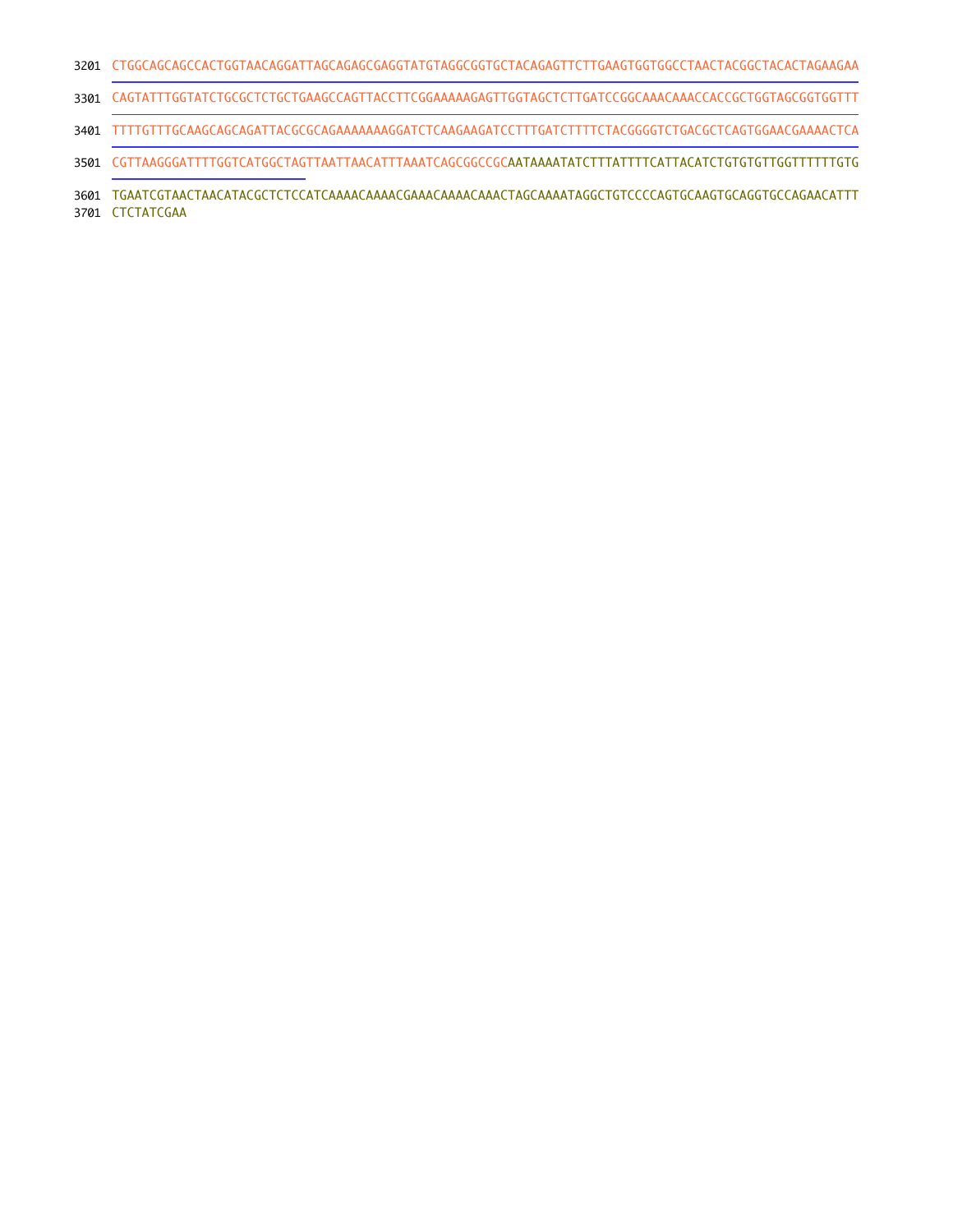```
3201 CTGGCAGCAGCCACTGGTAACAGGATTAGCAGAGCGAGGTATGTAGGCGGTGCTACAGAGTTCTTGAAGTGGTGGCCTAACTACGGCTACACTAGAAGAA
3301 CAGTATTTGGTATCTGCGCTCTGCTGAAGCCAGTTACCTTCGGAAAAAGAGTTGGTAGCTCTTGATCCGGCAAACAAACCACCGCTGGTAGCGGTGGTTT
3401 TTTTGTTTGCAAGCAGCAGATTACGCGCAGAAAAAAAGGATCTCAAGAAGATCCTTTGATCTTTTCTACGGGGTCTGACGCTCAGTGGAACGAAAACTCA
3501 CGTTAAGGGATTTTGGTCATGGCTAGTTAATTAACATTTAAATCAGCGGCCGCAATAAAATATCTTTATTTTCATTACATCTGTGTGTTGGTTTTTTGTG
3601 TGAATCGTAACTAACATACGCTCTCCATCAAAACAAAACGAAACAAAACAAACTAGCAAAATAGGCTGTCCCCAGTGCAAGTGCAGGTGCCAGAACATTT
3701 CTCTATCGAA
```